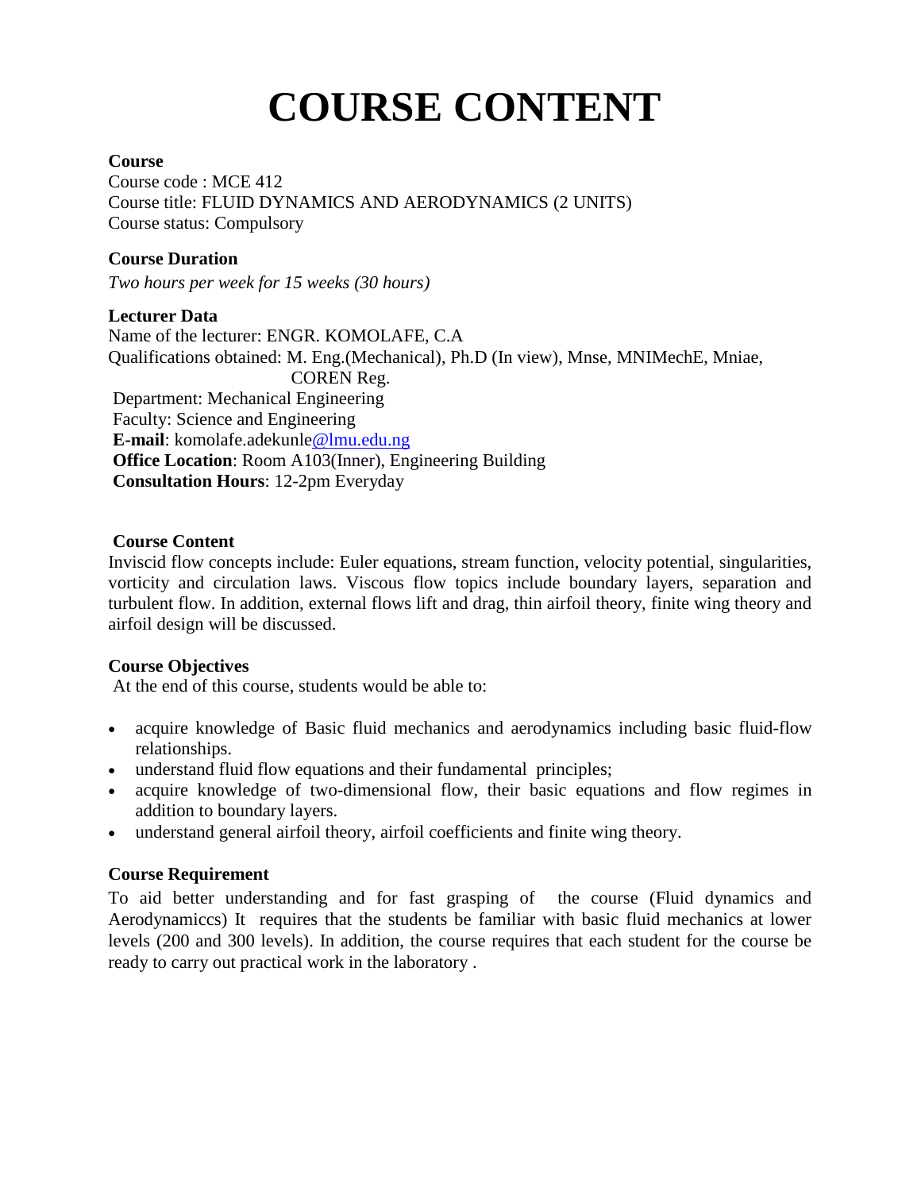# COURSE CONTENT

**Course**

Course code : MCE 412

Course title: FLUID DYNAMICS AND AERODYNAMICS (2 UNITS)

Course status: Compulsory

**Course Duration**

*Two hours per week for 15 weeks (30 hours)*

**Lecturer Data**

Name of the lecturer: ENGR. KOMOLAFE, C.A

Qualifications obtained: M. Eng.(Mechanical), Ph.D (In view), Mnse, MNIMechE, Mniae, COREN Reg.

Department: Mechanical Engineering

Faculty: Science and Engineering

**E-mail**: komolafe.adekunle@lmu.edu.ng

**Office Location**: Room A103(Inner), Engineering Building

**Consultation Hours**: 12-2pm Everyday

**Course Content**

Inviscid flow concepts include: Euler equations, stream function, velocity potential, singularities, vorticity and circulation laws. Viscous flow topics include boundary layers, separation and turbulent flow. In addition, external flows lift and drag, thin airfoil theory, finite wing theory and airfoil design will be discussed.

**Course Objectives**

At the end of this course, students would be able to:

- acquire knowledge of Basic fluid mechanics and aerodynamics including basic fluid-flow relationships.
- understand fluid flow equations and their fundamental principles;
- acquire knowledge of two-dimensional flow, their basic equations and flow regimes in addition to boundary layers.
- understand general airfoil theory, airfoil coefficients and finite wing theory.

**Course Requirement**

To aid better understanding and for fast grasping of the course (Fluid dynamics and Aerodynamiccs) It requires that the students be familiar with basic fluid mechanics at lower levels (200 and 300 levels). In addition, the course requires that each student for the course be ready to carry out practical work in the laboratory .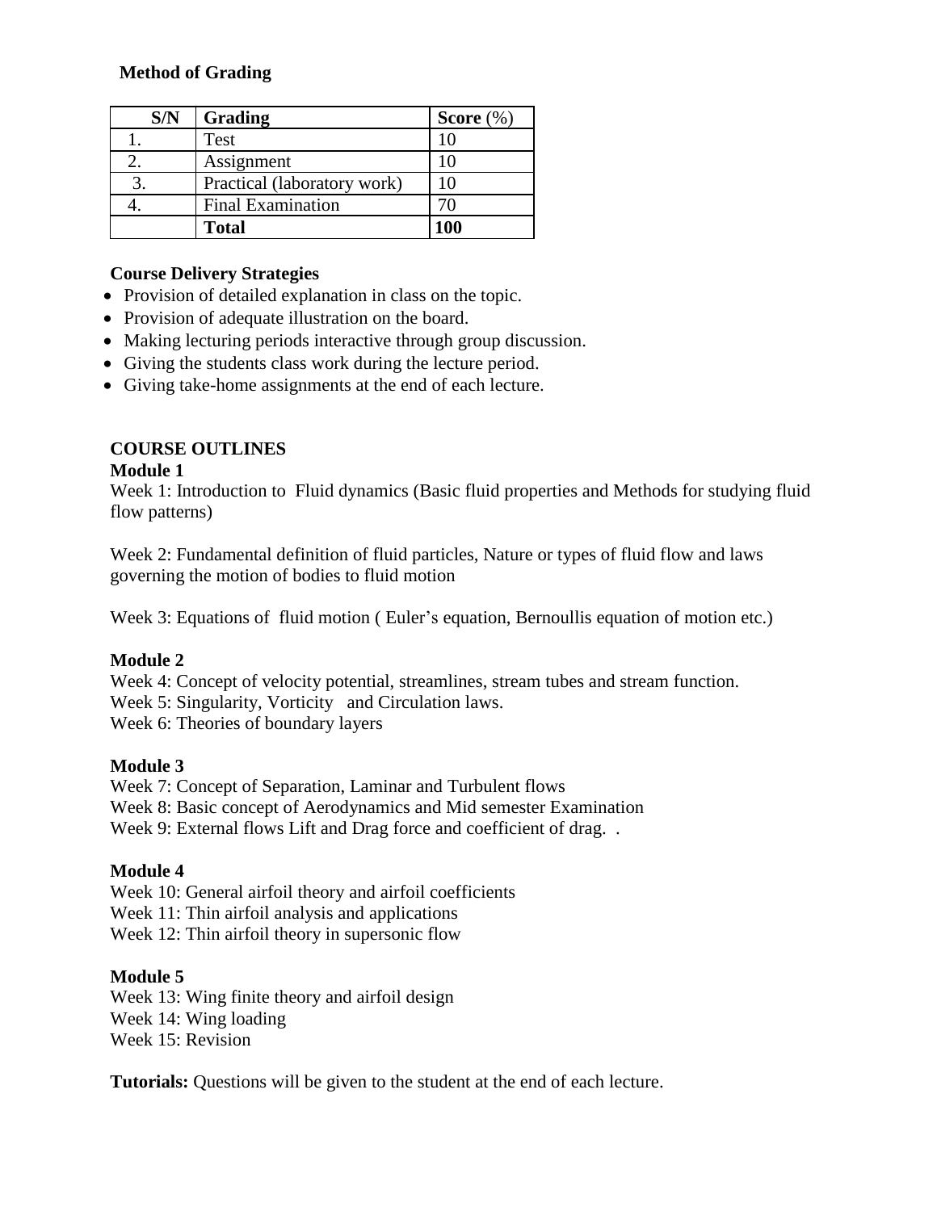**Method of Grading**

| S/N | Grading | Score (%) |
|---|---|---|
| 1. | Test | 10 |
| 2. | Assignment | 10 |
| 3. | Practical (laboratory work) | 10 |
| 4. | Final Examination | 70 |
| | **Total** | **100** |

**Course Delivery Strategies**

- Provision of detailed explanation in class on the topic.
- Provision of adequate illustration on the board.
- Making lecturing periods interactive through group discussion.
- Giving the students class work during the lecture period.
- Giving take-home assignments at the end of each lecture.

**COURSE OUTLINES**

**Module 1**

Week 1: Introduction to Fluid dynamics (Basic fluid properties and Methods for studying fluid flow patterns)

Week 2: Fundamental definition of fluid particles, Nature or types of fluid flow and laws governing the motion of bodies to fluid motion

Week 3: Equations of fluid motion ( Euler's equation, Bernoullis equation of motion etc.)

**Module 2**

Week 4: Concept of velocity potential, streamlines, stream tubes and stream function.
Week 5: Singularity, Vorticity and Circulation laws.
Week 6: Theories of boundary layers

**Module 3**

Week 7: Concept of Separation, Laminar and Turbulent flows
Week 8: Basic concept of Aerodynamics and Mid semester Examination
Week 9: External flows Lift and Drag force and coefficient of drag. .

**Module 4**

Week 10: General airfoil theory and airfoil coefficients
Week 11: Thin airfoil analysis and applications
Week 12: Thin airfoil theory in supersonic flow

**Module 5**

Week 13: Wing finite theory and airfoil design
Week 14: Wing loading
Week 15: Revision

**Tutorials:** Questions will be given to the student at the end of each lecture.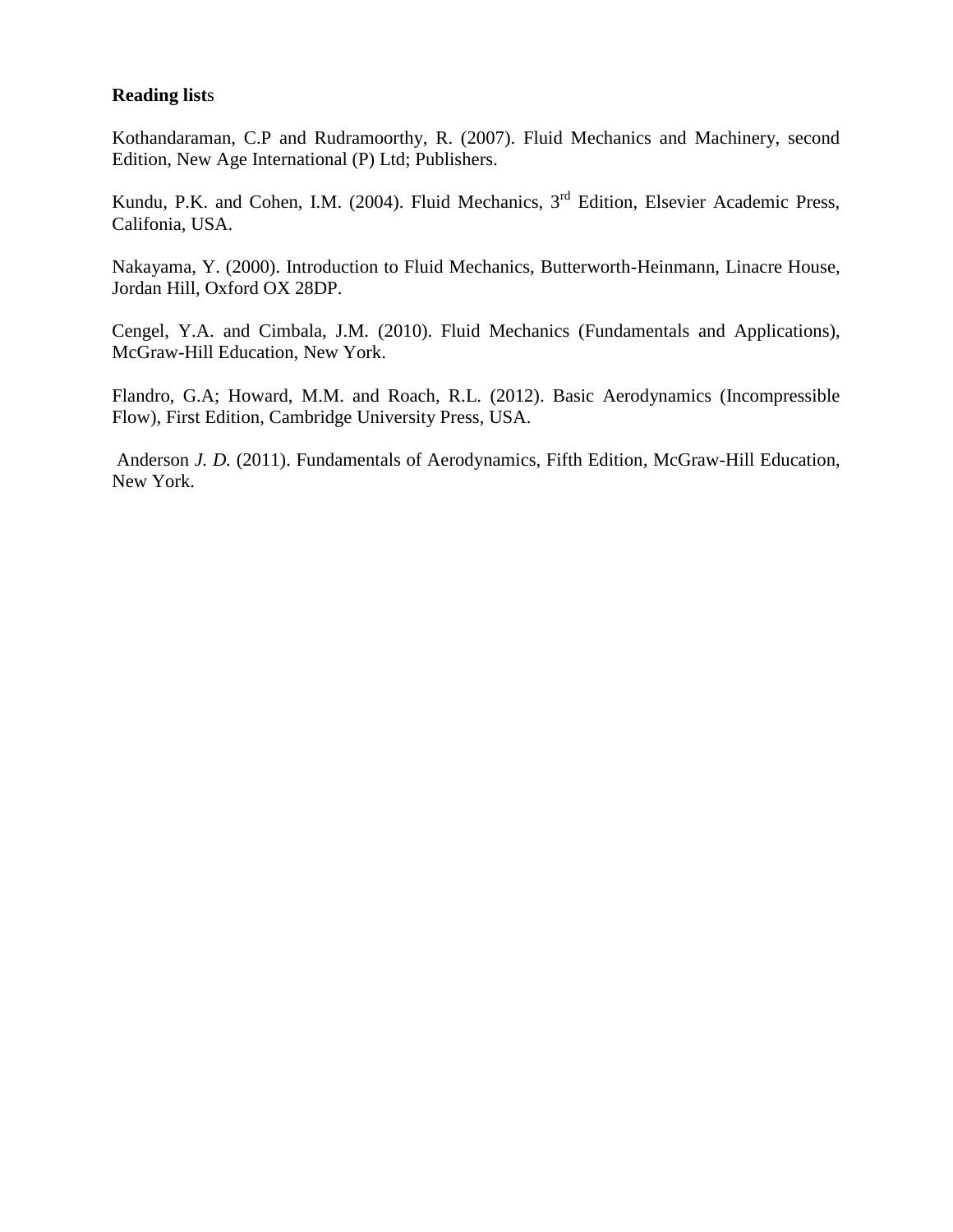**Reading lists**

Kothandaraman, C.P and Rudramoorthy, R. (2007). Fluid Mechanics and Machinery, second Edition, New Age International (P) Ltd; Publishers.

Kundu, P.K. and Cohen, I.M. (2004). Fluid Mechanics, 3rd Edition, Elsevier Academic Press, Califonia, USA.

Nakayama, Y. (2000). Introduction to Fluid Mechanics, Butterworth-Heinmann, Linacre House, Jordan Hill, Oxford OX 28DP.

Cengel, Y.A. and Cimbala, J.M. (2010). Fluid Mechanics (Fundamentals and Applications), McGraw-Hill Education, New York.

Flandro, G.A; Howard, M.M. and Roach, R.L. (2012). Basic Aerodynamics (Incompressible Flow), First Edition, Cambridge University Press, USA.

Anderson *J. D.* (2011). Fundamentals of Aerodynamics, Fifth Edition, McGraw-Hill Education, New York.